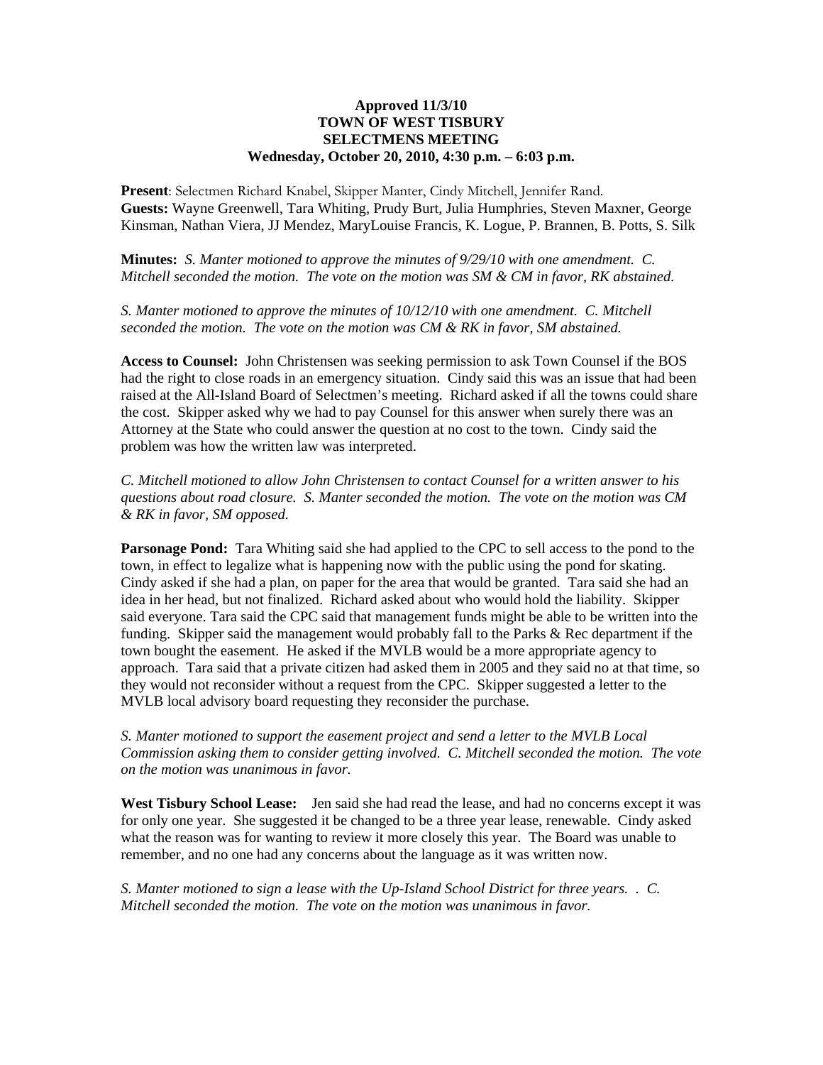**Approved 11/3/10**
**TOWN OF WEST TISBURY**
**SELECTMENS MEETING**
**Wednesday, October 20, 2010, 4:30 p.m. – 6:03 p.m.**

**Present**: Selectmen Richard Knabel, Skipper Manter, Cindy Mitchell, Jennifer Rand.
**Guests:** Wayne Greenwell, Tara Whiting, Prudy Burt, Julia Humphries, Steven Maxner, George Kinsman, Nathan Viera, JJ Mendez, MaryLouise Francis, K. Logue, P. Brannen, B. Potts, S. Silk

**Minutes:** *S. Manter motioned to approve the minutes of 9/29/10 with one amendment. C. Mitchell seconded the motion. The vote on the motion was SM & CM in favor, RK abstained.*

*S. Manter motioned to approve the minutes of 10/12/10 with one amendment. C. Mitchell seconded the motion. The vote on the motion was CM & RK in favor, SM abstained.*

**Access to Counsel:** John Christensen was seeking permission to ask Town Counsel if the BOS had the right to close roads in an emergency situation. Cindy said this was an issue that had been raised at the All-Island Board of Selectmen's meeting. Richard asked if all the towns could share the cost. Skipper asked why we had to pay Counsel for this answer when surely there was an Attorney at the State who could answer the question at no cost to the town. Cindy said the problem was how the written law was interpreted.

*C. Mitchell motioned to allow John Christensen to contact Counsel for a written answer to his questions about road closure. S. Manter seconded the motion. The vote on the motion was CM & RK in favor, SM opposed.*

**Parsonage Pond:** Tara Whiting said she had applied to the CPC to sell access to the pond to the town, in effect to legalize what is happening now with the public using the pond for skating. Cindy asked if she had a plan, on paper for the area that would be granted. Tara said she had an idea in her head, but not finalized. Richard asked about who would hold the liability. Skipper said everyone. Tara said the CPC said that management funds might be able to be written into the funding. Skipper said the management would probably fall to the Parks & Rec department if the town bought the easement. He asked if the MVLB would be a more appropriate agency to approach. Tara said that a private citizen had asked them in 2005 and they said no at that time, so they would not reconsider without a request from the CPC. Skipper suggested a letter to the MVLB local advisory board requesting they reconsider the purchase.

*S. Manter motioned to support the easement project and send a letter to the MVLB Local Commission asking them to consider getting involved. C. Mitchell seconded the motion. The vote on the motion was unanimous in favor.*

**West Tisbury School Lease:** Jen said she had read the lease, and had no concerns except it was for only one year. She suggested it be changed to be a three year lease, renewable. Cindy asked what the reason was for wanting to review it more closely this year. The Board was unable to remember, and no one had any concerns about the language as it was written now.

*S. Manter motioned to sign a lease with the Up-Island School District for three years. . C. Mitchell seconded the motion. The vote on the motion was unanimous in favor.*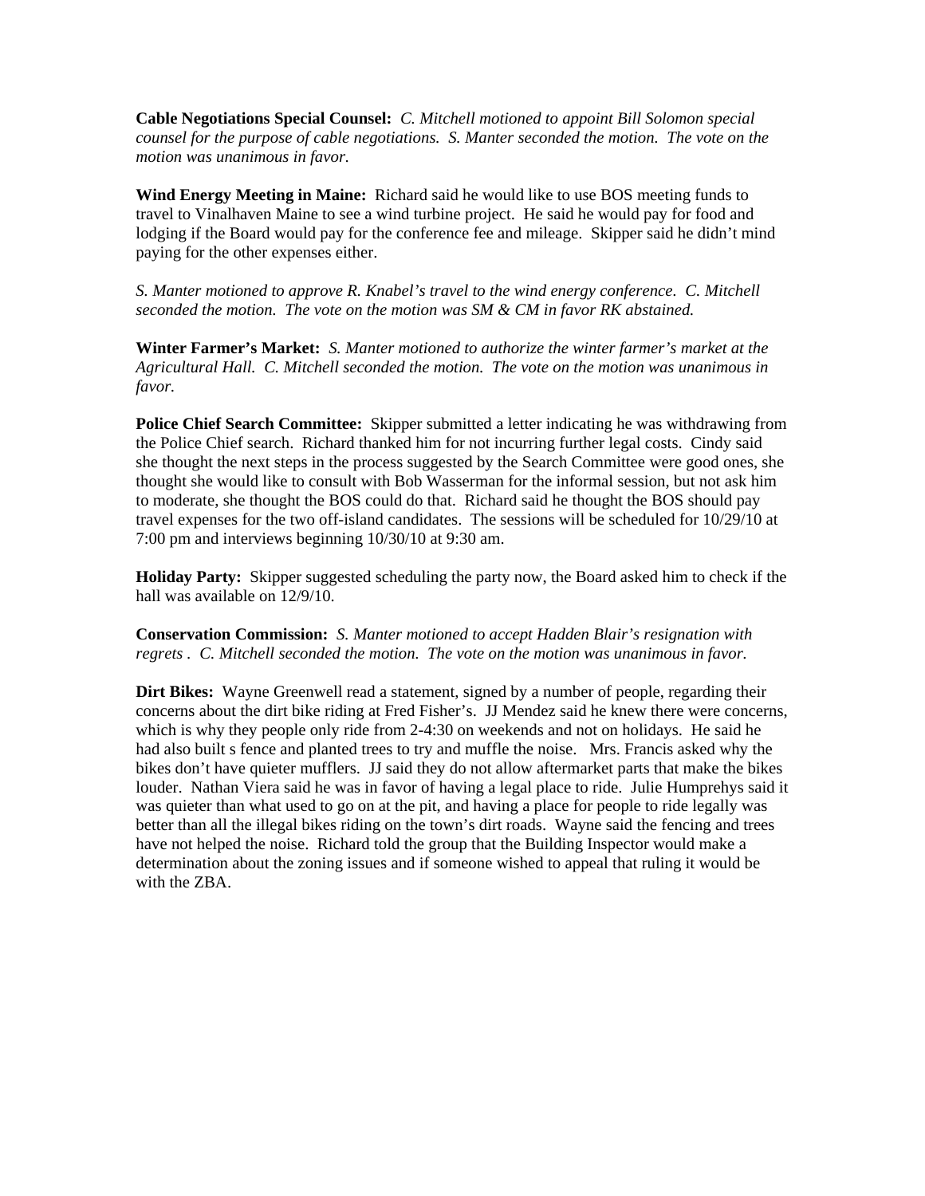**Cable Negotiations Special Counsel:** *C. Mitchell motioned to appoint Bill Solomon special counsel for the purpose of cable negotiations. S. Manter seconded the motion. The vote on the motion was unanimous in favor.*

**Wind Energy Meeting in Maine:** Richard said he would like to use BOS meeting funds to travel to Vinalhaven Maine to see a wind turbine project. He said he would pay for food and lodging if the Board would pay for the conference fee and mileage. Skipper said he didn't mind paying for the other expenses either.

*S. Manter motioned to approve R. Knabel's travel to the wind energy conference. C. Mitchell seconded the motion. The vote on the motion was SM & CM in favor RK abstained.*

**Winter Farmer's Market:** *S. Manter motioned to authorize the winter farmer's market at the Agricultural Hall. C. Mitchell seconded the motion. The vote on the motion was unanimous in favor.*

**Police Chief Search Committee:** Skipper submitted a letter indicating he was withdrawing from the Police Chief search. Richard thanked him for not incurring further legal costs. Cindy said she thought the next steps in the process suggested by the Search Committee were good ones, she thought she would like to consult with Bob Wasserman for the informal session, but not ask him to moderate, she thought the BOS could do that. Richard said he thought the BOS should pay travel expenses for the two off-island candidates. The sessions will be scheduled for 10/29/10 at 7:00 pm and interviews beginning 10/30/10 at 9:30 am.

**Holiday Party:** Skipper suggested scheduling the party now, the Board asked him to check if the hall was available on 12/9/10.

**Conservation Commission:** *S. Manter motioned to accept Hadden Blair's resignation with regrets . C. Mitchell seconded the motion. The vote on the motion was unanimous in favor.*

**Dirt Bikes:** Wayne Greenwell read a statement, signed by a number of people, regarding their concerns about the dirt bike riding at Fred Fisher's. JJ Mendez said he knew there were concerns, which is why they people only ride from 2-4:30 on weekends and not on holidays. He said he had also built s fence and planted trees to try and muffle the noise. Mrs. Francis asked why the bikes don't have quieter mufflers. JJ said they do not allow aftermarket parts that make the bikes louder. Nathan Viera said he was in favor of having a legal place to ride. Julie Humprehys said it was quieter than what used to go on at the pit, and having a place for people to ride legally was better than all the illegal bikes riding on the town's dirt roads. Wayne said the fencing and trees have not helped the noise. Richard told the group that the Building Inspector would make a determination about the zoning issues and if someone wished to appeal that ruling it would be with the ZBA.